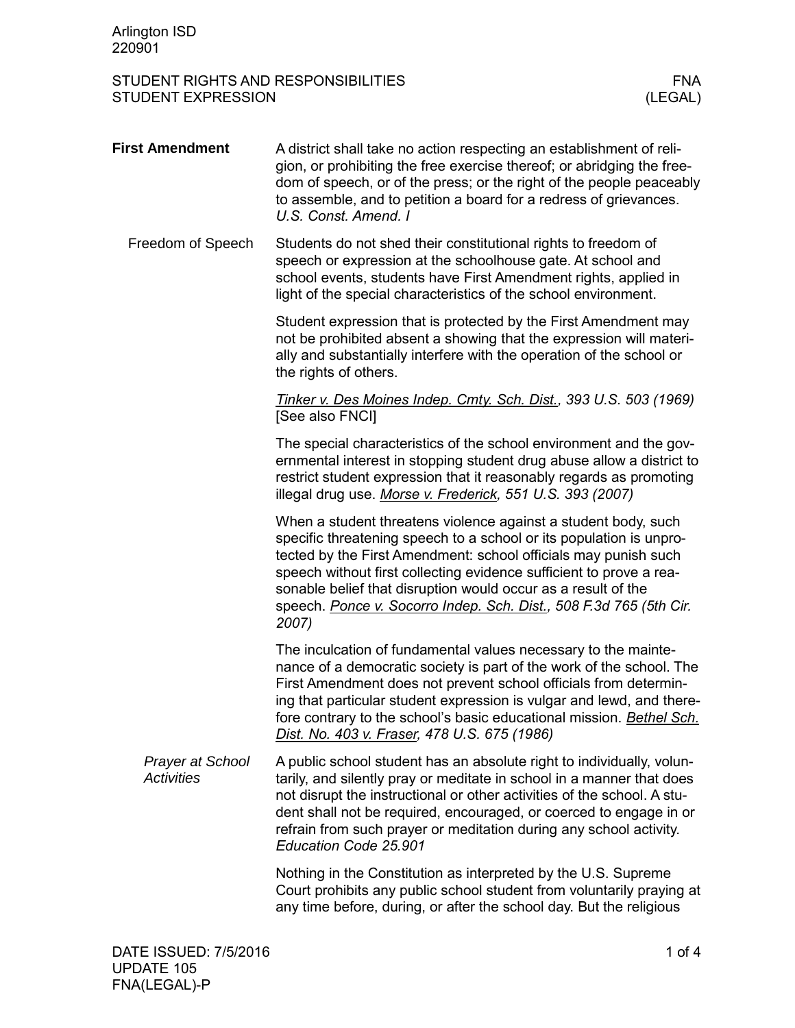# STUDENT RIGHTS AND RESPONSIBILITIES — STUDENT EXPRESSION

## First Amendment

A district shall take no action respecting an establishment of religion, or prohibiting the free exercise thereof; or abridging the freedom of speech, or of the press; or the right of the people peaceably to assemble, and to petition a board for a redress of grievances. *U.S. Const. Amend. I*

### Freedom of Speech

Students do not shed their constitutional rights to freedom of speech or expression at the schoolhouse gate. At school and school events, students have First Amendment rights, applied in light of the special characteristics of the school environment.

Student expression that is protected by the First Amendment may not be prohibited absent a showing that the expression will materially and substantially interfere with the operation of the school or the rights of others.

*Tinker v. Des Moines Indep. Cmty. Sch. Dist., 393 U.S. 503 (1969)* [See also FNCI]

The special characteristics of the school environment and the governmental interest in stopping student drug abuse allow a district to restrict student expression that it reasonably regards as promoting illegal drug use. *Morse v. Frederick, 551 U.S. 393 (2007)*

When a student threatens violence against a student body, such specific threatening speech to a school or its population is unprotected by the First Amendment: school officials may punish such speech without first collecting evidence sufficient to prove a reasonable belief that disruption would occur as a result of the speech. *Ponce v. Socorro Indep. Sch. Dist., 508 F.3d 765 (5th Cir. 2007)*

The inculcation of fundamental values necessary to the maintenance of a democratic society is part of the work of the school. The First Amendment does not prevent school officials from determining that particular student expression is vulgar and lewd, and therefore contrary to the school's basic educational mission. *Bethel Sch. Dist. No. 403 v. Fraser, 478 U.S. 675 (1986)*

#### *Prayer at School Activities*

A public school student has an absolute right to individually, voluntarily, and silently pray or meditate in school in a manner that does not disrupt the instructional or other activities of the school. A student shall not be required, encouraged, or coerced to engage in or refrain from such prayer or meditation during any school activity. *Education Code 25.901*

Nothing in the Constitution as interpreted by the U.S. Supreme Court prohibits any public school student from voluntarily praying at any time before, during, or after the school day. But the religious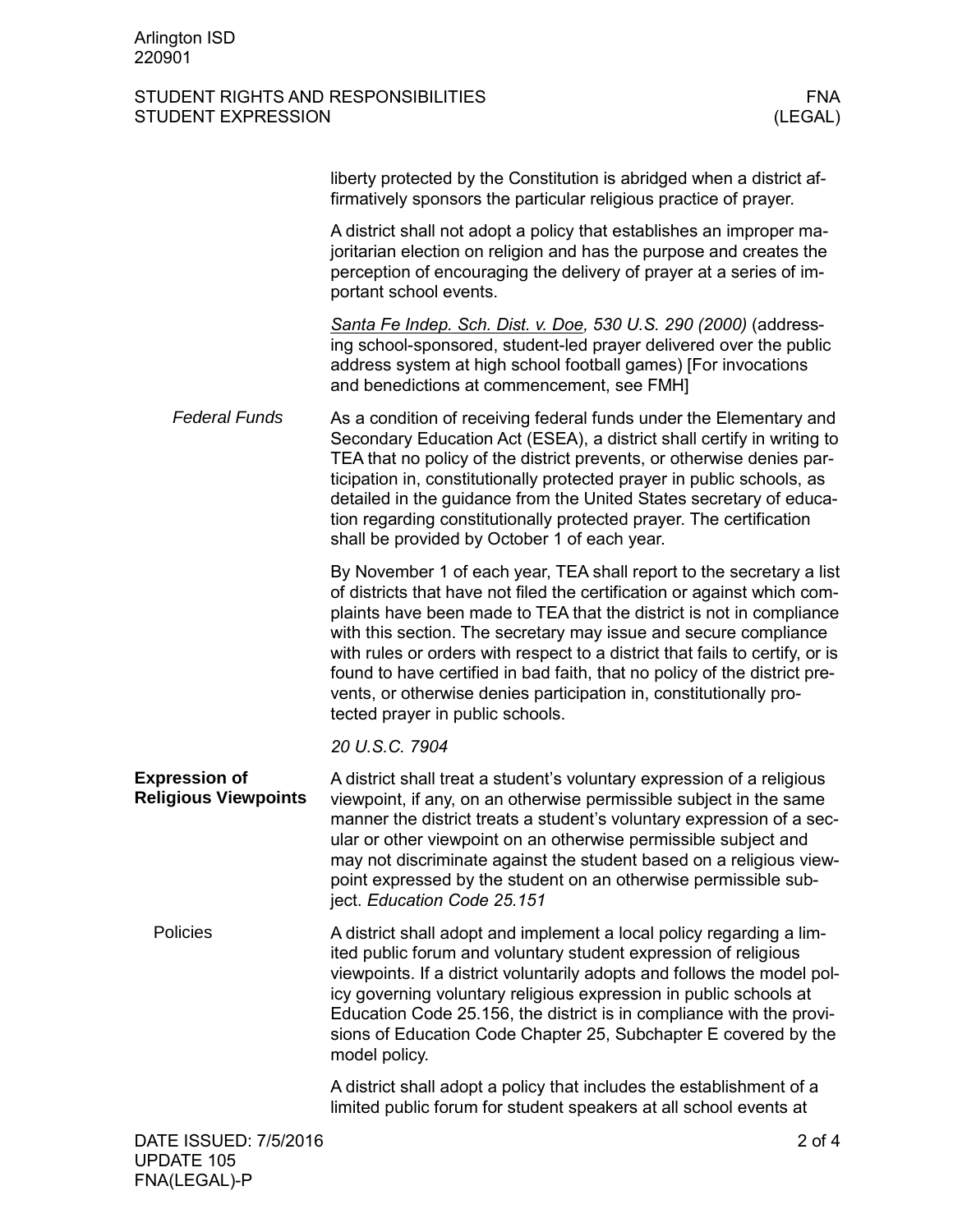liberty protected by the Constitution is abridged when a district affirmatively sponsors the particular religious practice of prayer.

A district shall not adopt a policy that establishes an improper majoritarian election on religion and has the purpose and creates the perception of encouraging the delivery of prayer at a series of important school events.

*Santa Fe Indep. Sch. Dist. v. Doe, 530 U.S. 290 (2000)* (addressing school-sponsored, student-led prayer delivered over the public address system at high school football games) [For invocations and benedictions at commencement, see FMH]

*Federal Funds*

As a condition of receiving federal funds under the Elementary and Secondary Education Act (ESEA), a district shall certify in writing to TEA that no policy of the district prevents, or otherwise denies participation in, constitutionally protected prayer in public schools, as detailed in the guidance from the United States secretary of education regarding constitutionally protected prayer. The certification shall be provided by October 1 of each year.

By November 1 of each year, TEA shall report to the secretary a list of districts that have not filed the certification or against which complaints have been made to TEA that the district is not in compliance with this section. The secretary may issue and secure compliance with rules or orders with respect to a district that fails to certify, or is found to have certified in bad faith, that no policy of the district prevents, or otherwise denies participation in, constitutionally protected prayer in public schools.

*20 U.S.C. 7904*

## Expression of Religious Viewpoints

A district shall treat a student's voluntary expression of a religious viewpoint, if any, on an otherwise permissible subject in the same manner the district treats a student's voluntary expression of a secular or other viewpoint on an otherwise permissible subject and may not discriminate against the student based on a religious viewpoint expressed by the student on an otherwise permissible subject. *Education Code 25.151*

### Policies

A district shall adopt and implement a local policy regarding a limited public forum and voluntary student expression of religious viewpoints. If a district voluntarily adopts and follows the model policy governing voluntary religious expression in public schools at Education Code 25.156, the district is in compliance with the provisions of Education Code Chapter 25, Subchapter E covered by the model policy.

A district shall adopt a policy that includes the establishment of a limited public forum for student speakers at all school events at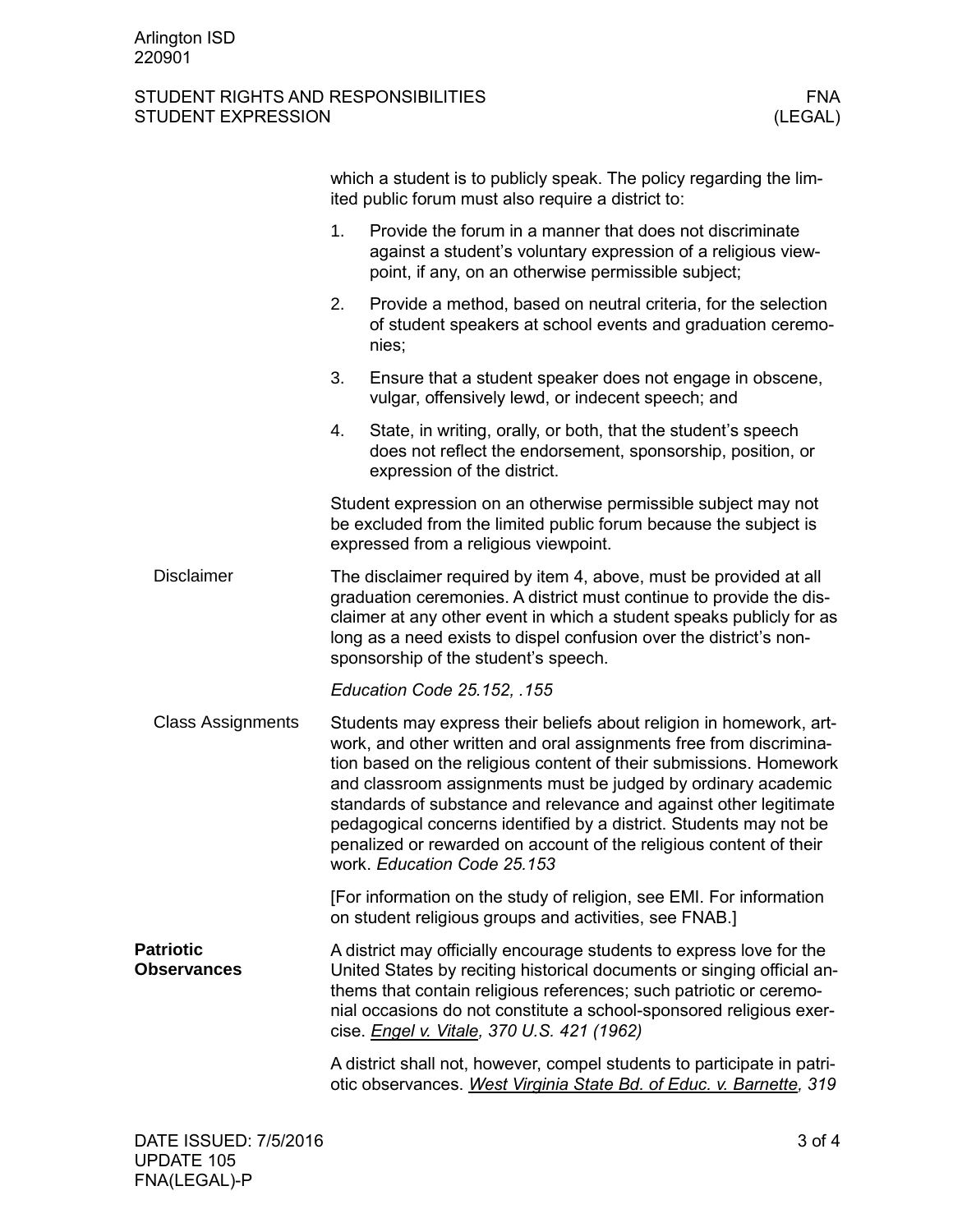which a student is to publicly speak. The policy regarding the limited public forum must also require a district to:

1. Provide the forum in a manner that does not discriminate against a student's voluntary expression of a religious viewpoint, if any, on an otherwise permissible subject;
2. Provide a method, based on neutral criteria, for the selection of student speakers at school events and graduation ceremonies;
3. Ensure that a student speaker does not engage in obscene, vulgar, offensively lewd, or indecent speech; and
4. State, in writing, orally, or both, that the student's speech does not reflect the endorsement, sponsorship, position, or expression of the district.

Student expression on an otherwise permissible subject may not be excluded from the limited public forum because the subject is expressed from a religious viewpoint.

### Disclaimer

The disclaimer required by item 4, above, must be provided at all graduation ceremonies. A district must continue to provide the disclaimer at any other event in which a student speaks publicly for as long as a need exists to dispel confusion over the district's nonsponsorship of the student's speech.

*Education Code 25.152, .155*

### Class Assignments

Students may express their beliefs about religion in homework, artwork, and other written and oral assignments free from discrimination based on the religious content of their submissions. Homework and classroom assignments must be judged by ordinary academic standards of substance and relevance and against other legitimate pedagogical concerns identified by a district. Students may not be penalized or rewarded on account of the religious content of their work. *Education Code 25.153*

[For information on the study of religion, see EMI. For information on student religious groups and activities, see FNAB.]

## Patriotic Observances

A district may officially encourage students to express love for the United States by reciting historical documents or singing official anthems that contain religious references; such patriotic or ceremonial occasions do not constitute a school-sponsored religious exercise. *Engel v. Vitale, 370 U.S. 421 (1962)*

A district shall not, however, compel students to participate in patriotic observances. *West Virginia State Bd. of Educ. v. Barnette, 319*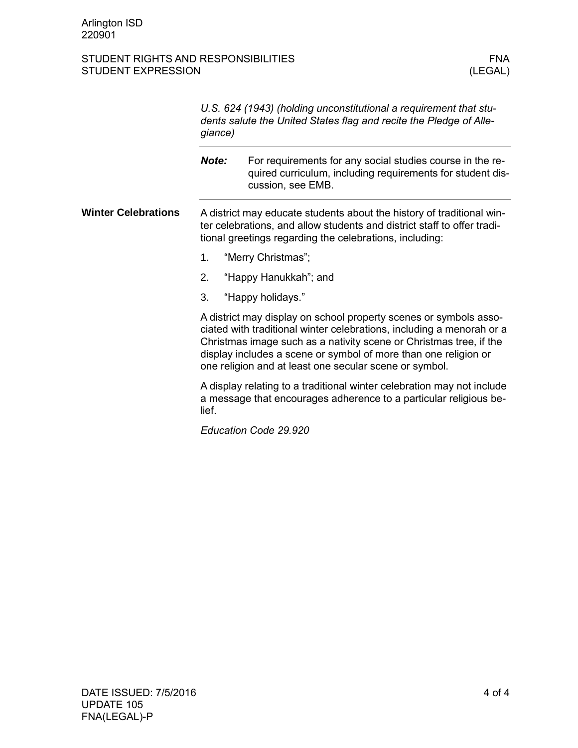*U.S. 624 (1943) (holding unconstitutional a requirement that students salute the United States flag and recite the Pledge of Allegiance)*

---

***Note:*** For requirements for any social studies course in the required curriculum, including requirements for student discussion, see EMB.

---

**Winter Celebrations**

A district may educate students about the history of traditional winter celebrations, and allow students and district staff to offer traditional greetings regarding the celebrations, including:

1. "Merry Christmas";
2. "Happy Hanukkah"; and
3. "Happy holidays."

A district may display on school property scenes or symbols associated with traditional winter celebrations, including a menorah or a Christmas image such as a nativity scene or Christmas tree, if the display includes a scene or symbol of more than one religion or one religion and at least one secular scene or symbol.

A display relating to a traditional winter celebration may not include a message that encourages adherence to a particular religious belief.

*Education Code 29.920*